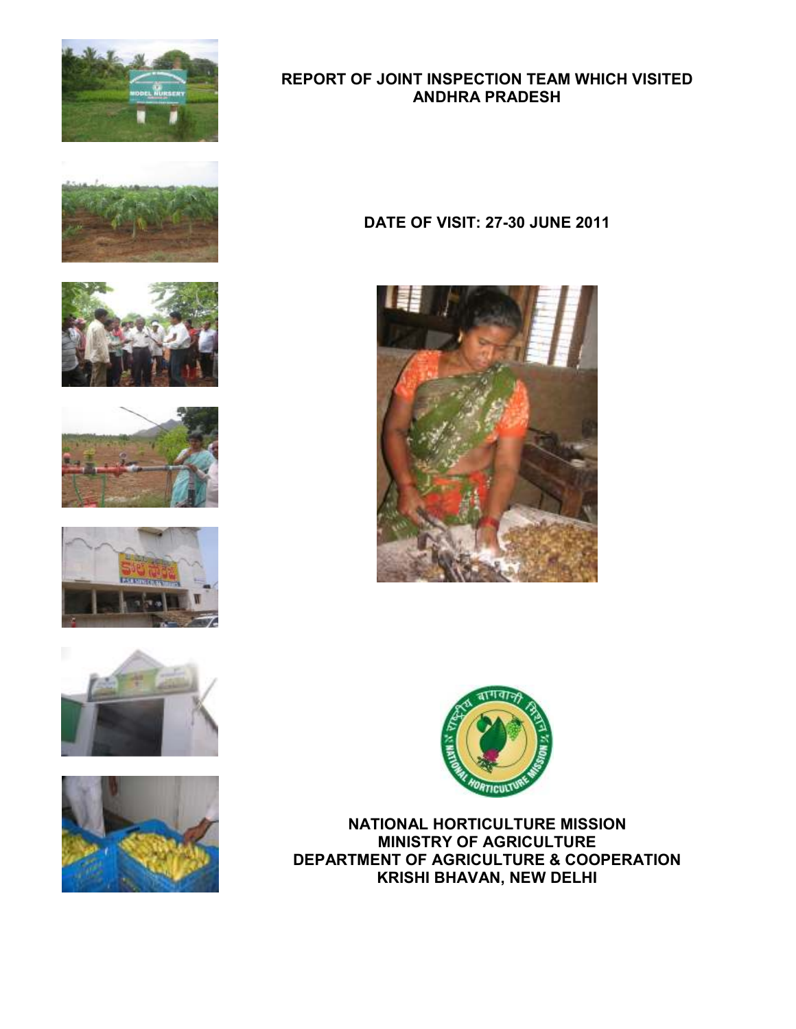# REPORT OF JOINT INSPECTION TEAM WHICH VISITED ANDHRA PRADESH

**DATE OF VISIT: 27-30 JUNE 2011**

**NATIONAL HORTICULTURE MISSION**
**MINISTRY OF AGRICULTURE**
**DEPARTMENT OF AGRICULTURE & COOPERATION**
**KRISHI BHAVAN, NEW DELHI**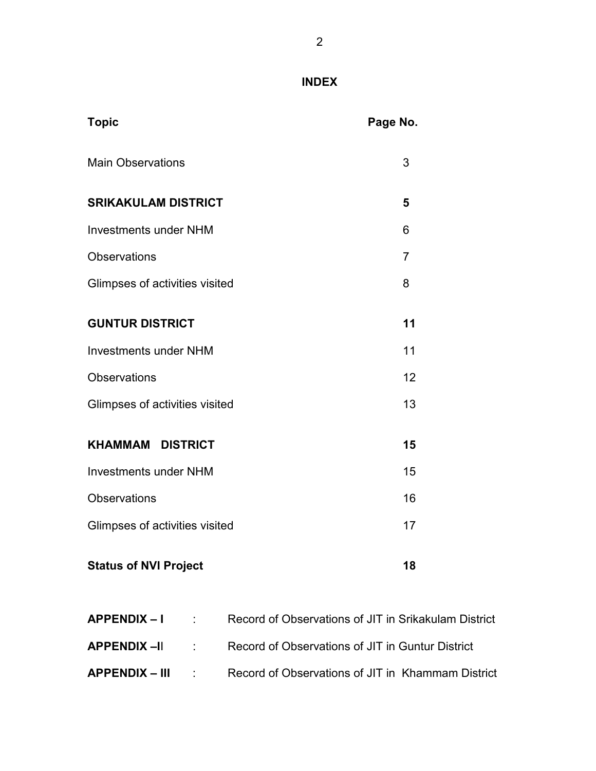# INDEX

| Topic | Page No. |
|---|---|
| Main Observations | 3 |
| **SRIKAKULAM DISTRICT** | **5** |
| Investments under NHM | 6 |
| Observations | 7 |
| Glimpses of activities visited | 8 |
| **GUNTUR DISTRICT** | **11** |
| Investments under NHM | 11 |
| Observations | 12 |
| Glimpses of activities visited | 13 |
| **KHAMMAM DISTRICT** | **15** |
| Investments under NHM | 15 |
| Observations | 16 |
| Glimpses of activities visited | 17 |
| **Status of NVI Project** | **18** |

**APPENDIX – I** : Record of Observations of JIT in Srikakulam District

**APPENDIX –II** : Record of Observations of JIT in Guntur District

**APPENDIX – III** : Record of Observations of JIT in Khammam District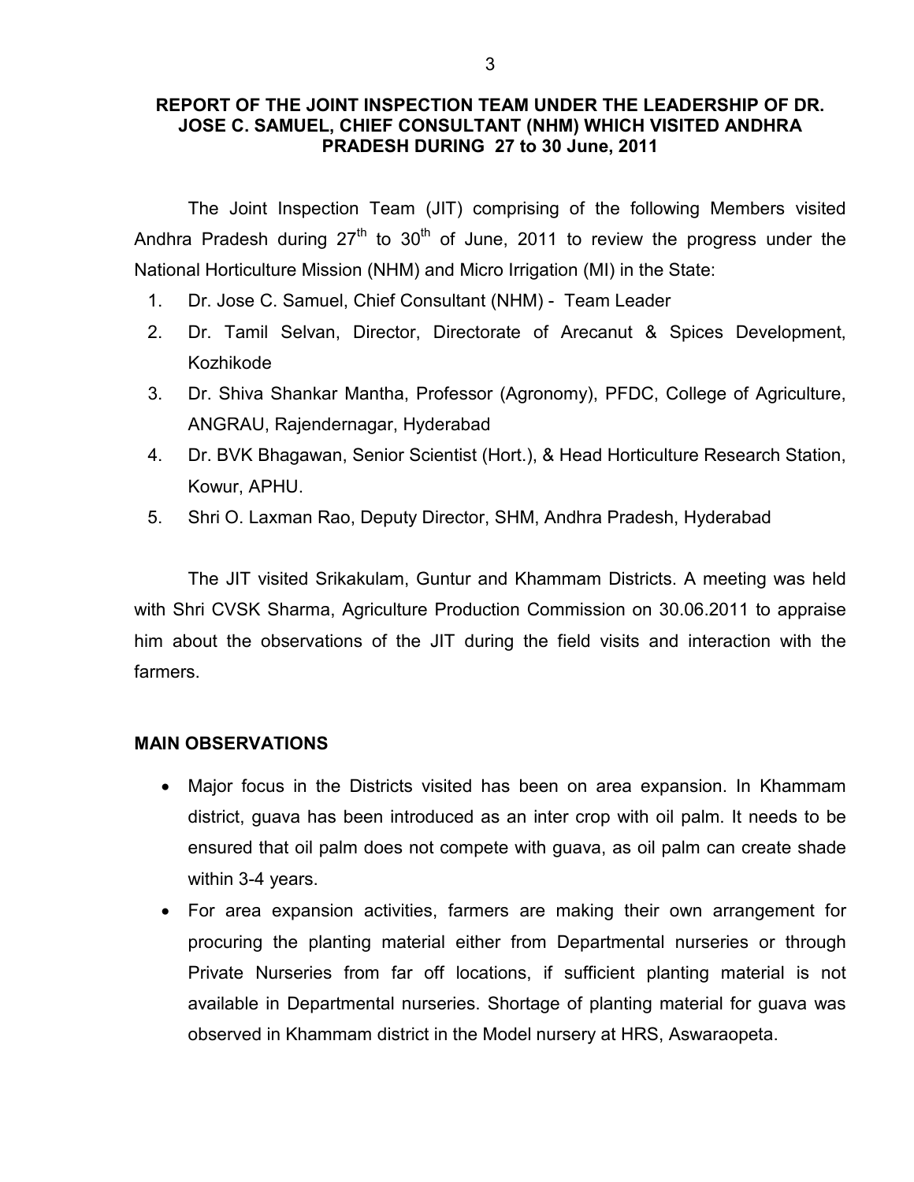## REPORT OF THE JOINT INSPECTION TEAM UNDER THE LEADERSHIP OF DR. JOSE C. SAMUEL, CHIEF CONSULTANT (NHM) WHICH VISITED ANDHRA PRADESH DURING 27 to 30 June, 2011

The Joint Inspection Team (JIT) comprising of the following Members visited Andhra Pradesh during 27th to 30th of June, 2011 to review the progress under the National Horticulture Mission (NHM) and Micro Irrigation (MI) in the State:

1. Dr. Jose C. Samuel, Chief Consultant (NHM) - Team Leader
2. Dr. Tamil Selvan, Director, Directorate of Arecanut & Spices Development, Kozhikode
3. Dr. Shiva Shankar Mantha, Professor (Agronomy), PFDC, College of Agriculture, ANGRAU, Rajendernagar, Hyderabad
4. Dr. BVK Bhagawan, Senior Scientist (Hort.), & Head Horticulture Research Station, Kowur, APHU.
5. Shri O. Laxman Rao, Deputy Director, SHM, Andhra Pradesh, Hyderabad

The JIT visited Srikakulam, Guntur and Khammam Districts. A meeting was held with Shri CVSK Sharma, Agriculture Production Commission on 30.06.2011 to appraise him about the observations of the JIT during the field visits and interaction with the farmers.

### MAIN OBSERVATIONS

- Major focus in the Districts visited has been on area expansion. In Khammam district, guava has been introduced as an inter crop with oil palm. It needs to be ensured that oil palm does not compete with guava, as oil palm can create shade within 3-4 years.
- For area expansion activities, farmers are making their own arrangement for procuring the planting material either from Departmental nurseries or through Private Nurseries from far off locations, if sufficient planting material is not available in Departmental nurseries. Shortage of planting material for guava was observed in Khammam district in the Model nursery at HRS, Aswaraopeta.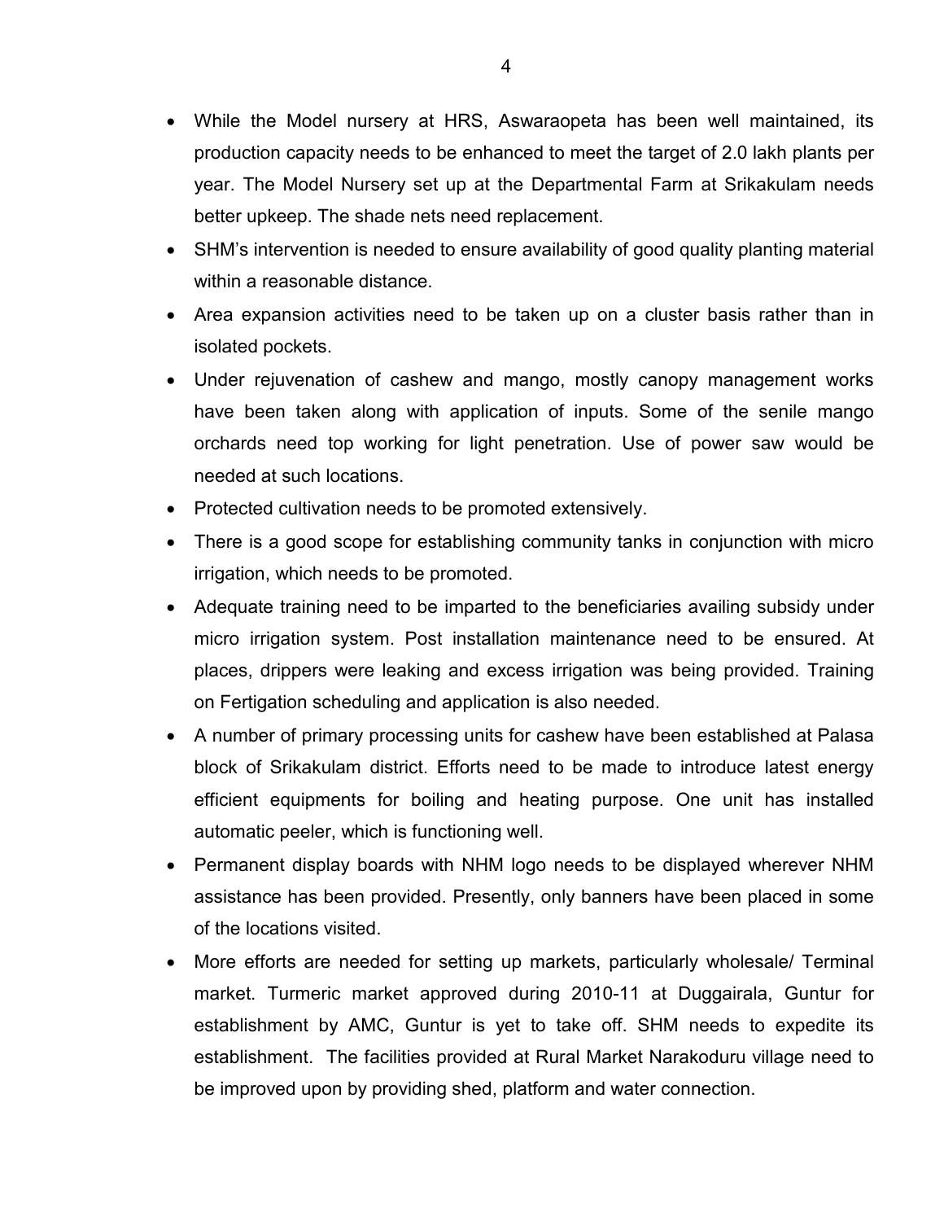- While the Model nursery at HRS, Aswaraopeta has been well maintained, its production capacity needs to be enhanced to meet the target of 2.0 lakh plants per year. The Model Nursery set up at the Departmental Farm at Srikakulam needs better upkeep. The shade nets need replacement.
- SHM's intervention is needed to ensure availability of good quality planting material within a reasonable distance.
- Area expansion activities need to be taken up on a cluster basis rather than in isolated pockets.
- Under rejuvenation of cashew and mango, mostly canopy management works have been taken along with application of inputs. Some of the senile mango orchards need top working for light penetration. Use of power saw would be needed at such locations.
- Protected cultivation needs to be promoted extensively.
- There is a good scope for establishing community tanks in conjunction with micro irrigation, which needs to be promoted.
- Adequate training need to be imparted to the beneficiaries availing subsidy under micro irrigation system. Post installation maintenance need to be ensured. At places, drippers were leaking and excess irrigation was being provided. Training on Fertigation scheduling and application is also needed.
- A number of primary processing units for cashew have been established at Palasa block of Srikakulam district. Efforts need to be made to introduce latest energy efficient equipments for boiling and heating purpose. One unit has installed automatic peeler, which is functioning well.
- Permanent display boards with NHM logo needs to be displayed wherever NHM assistance has been provided. Presently, only banners have been placed in some of the locations visited.
- More efforts are needed for setting up markets, particularly wholesale/ Terminal market. Turmeric market approved during 2010-11 at Duggairala, Guntur for establishment by AMC, Guntur is yet to take off. SHM needs to expedite its establishment. The facilities provided at Rural Market Narakoduru village need to be improved upon by providing shed, platform and water connection.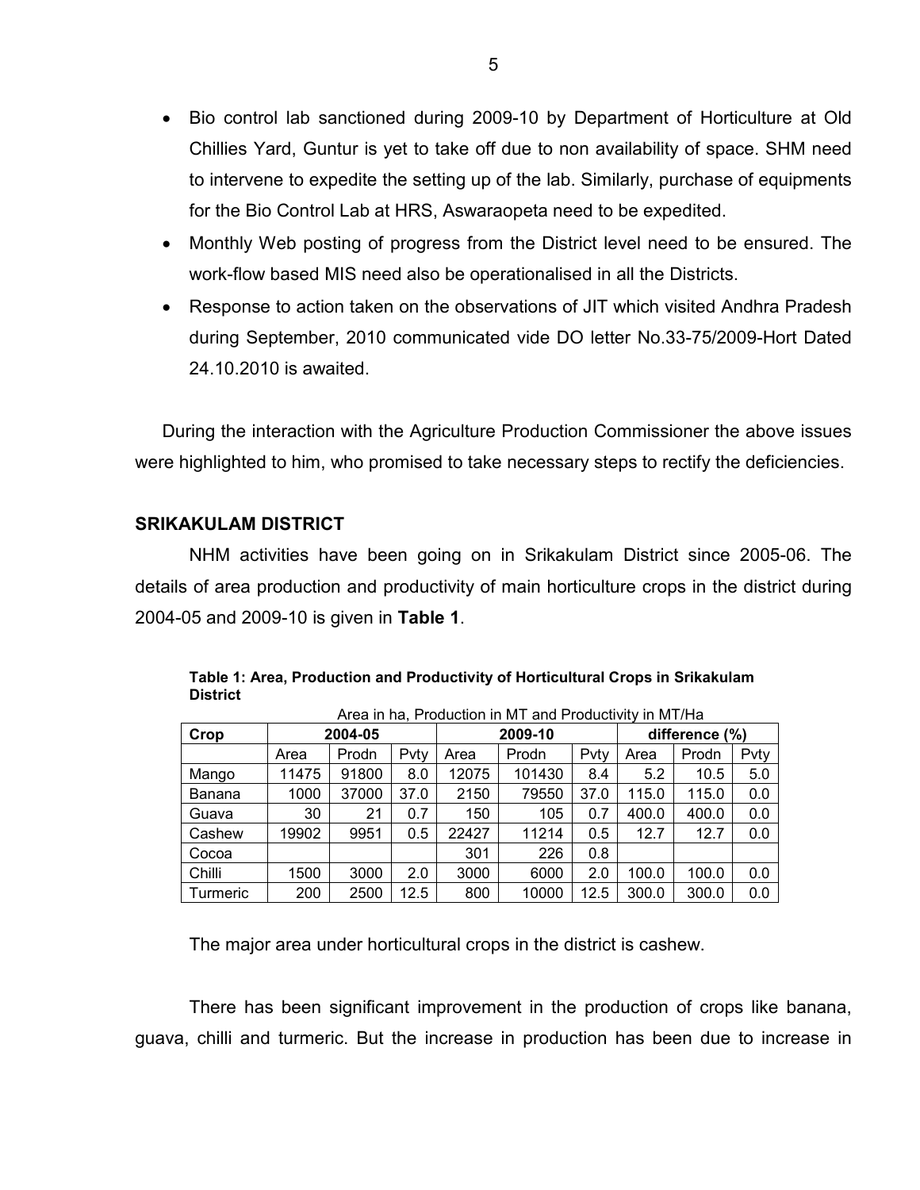- Bio control lab sanctioned during 2009-10 by Department of Horticulture at Old Chillies Yard, Guntur is yet to take off due to non availability of space. SHM need to intervene to expedite the setting up of the lab. Similarly, purchase of equipments for the Bio Control Lab at HRS, Aswaraopeta need to be expedited.
- Monthly Web posting of progress from the District level need to be ensured. The work-flow based MIS need also be operationalised in all the Districts.
- Response to action taken on the observations of JIT which visited Andhra Pradesh during September, 2010 communicated vide DO letter No.33-75/2009-Hort Dated 24.10.2010 is awaited.

During the interaction with the Agriculture Production Commissioner the above issues were highlighted to him, who promised to take necessary steps to rectify the deficiencies.

## SRIKAKULAM DISTRICT

NHM activities have been going on in Srikakulam District since 2005-06. The details of area production and productivity of main horticulture crops in the district during 2004-05 and 2009-10 is given in **Table 1**.

**Table 1: Area, Production and Productivity of Horticultural Crops in Srikakulam District**

Area in ha, Production in MT and Productivity in MT/Ha

| Crop | 2004-05 | | | 2009-10 | | | difference (%) | | |
|---|---|---|---|---|---|---|---|---|---|
| | Area | Prodn | Pvty | Area | Prodn | Pvty | Area | Prodn | Pvty |
| Mango | 11475 | 91800 | 8.0 | 12075 | 101430 | 8.4 | 5.2 | 10.5 | 5.0 |
| Banana | 1000 | 37000 | 37.0 | 2150 | 79550 | 37.0 | 115.0 | 115.0 | 0.0 |
| Guava | 30 | 21 | 0.7 | 150 | 105 | 0.7 | 400.0 | 400.0 | 0.0 |
| Cashew | 19902 | 9951 | 0.5 | 22427 | 11214 | 0.5 | 12.7 | 12.7 | 0.0 |
| Cocoa | | | | 301 | 226 | 0.8 | | | |
| Chilli | 1500 | 3000 | 2.0 | 3000 | 6000 | 2.0 | 100.0 | 100.0 | 0.0 |
| Turmeric | 200 | 2500 | 12.5 | 800 | 10000 | 12.5 | 300.0 | 300.0 | 0.0 |

The major area under horticultural crops in the district is cashew.

There has been significant improvement in the production of crops like banana, guava, chilli and turmeric. But the increase in production has been due to increase in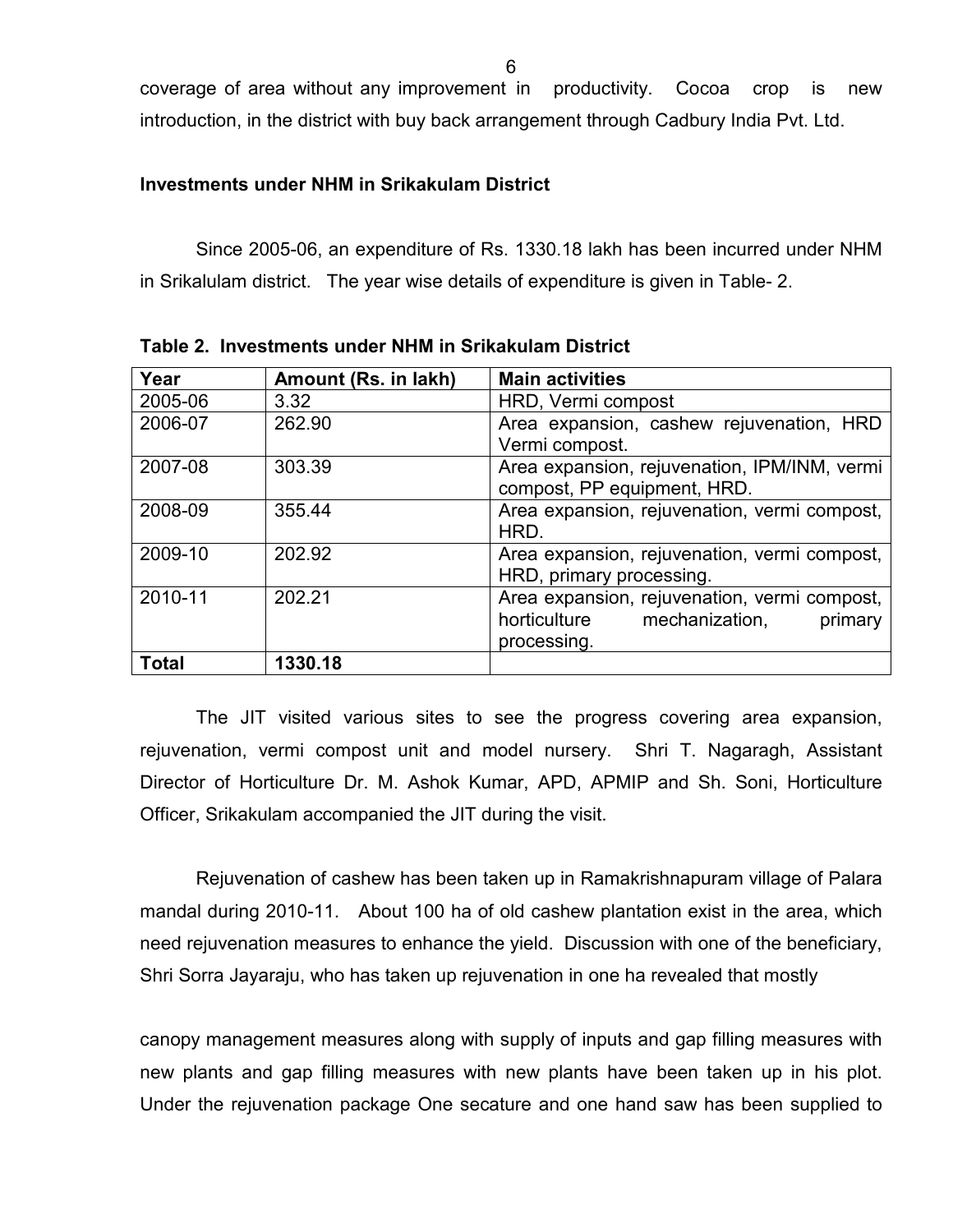coverage of area without any improvement in productivity. Cocoa crop is new introduction, in the district with buy back arrangement through Cadbury India Pvt. Ltd.

**Investments under NHM in Srikakulam District**

Since 2005-06, an expenditure of Rs. 1330.18 lakh has been incurred under NHM in Srikalulam district. The year wise details of expenditure is given in Table- 2.

**Table 2. Investments under NHM in Srikakulam District**

| Year | Amount (Rs. in lakh) | Main activities |
|---|---|---|
| 2005-06 | 3.32 | HRD, Vermi compost |
| 2006-07 | 262.90 | Area expansion, cashew rejuvenation, HRD Vermi compost. |
| 2007-08 | 303.39 | Area expansion, rejuvenation, IPM/INM, vermi compost, PP equipment, HRD. |
| 2008-09 | 355.44 | Area expansion, rejuvenation, vermi compost, HRD. |
| 2009-10 | 202.92 | Area expansion, rejuvenation, vermi compost, HRD, primary processing. |
| 2010-11 | 202.21 | Area expansion, rejuvenation, vermi compost, horticulture mechanization, primary processing. |
| **Total** | **1330.18** | |

The JIT visited various sites to see the progress covering area expansion, rejuvenation, vermi compost unit and model nursery. Shri T. Nagaragh, Assistant Director of Horticulture Dr. M. Ashok Kumar, APD, APMIP and Sh. Soni, Horticulture Officer, Srikakulam accompanied the JIT during the visit.

Rejuvenation of cashew has been taken up in Ramakrishnapuram village of Palara mandal during 2010-11. About 100 ha of old cashew plantation exist in the area, which need rejuvenation measures to enhance the yield. Discussion with one of the beneficiary, Shri Sorra Jayaraju, who has taken up rejuvenation in one ha revealed that mostly

canopy management measures along with supply of inputs and gap filling measures with new plants and gap filling measures with new plants have been taken up in his plot. Under the rejuvenation package One secature and one hand saw has been supplied to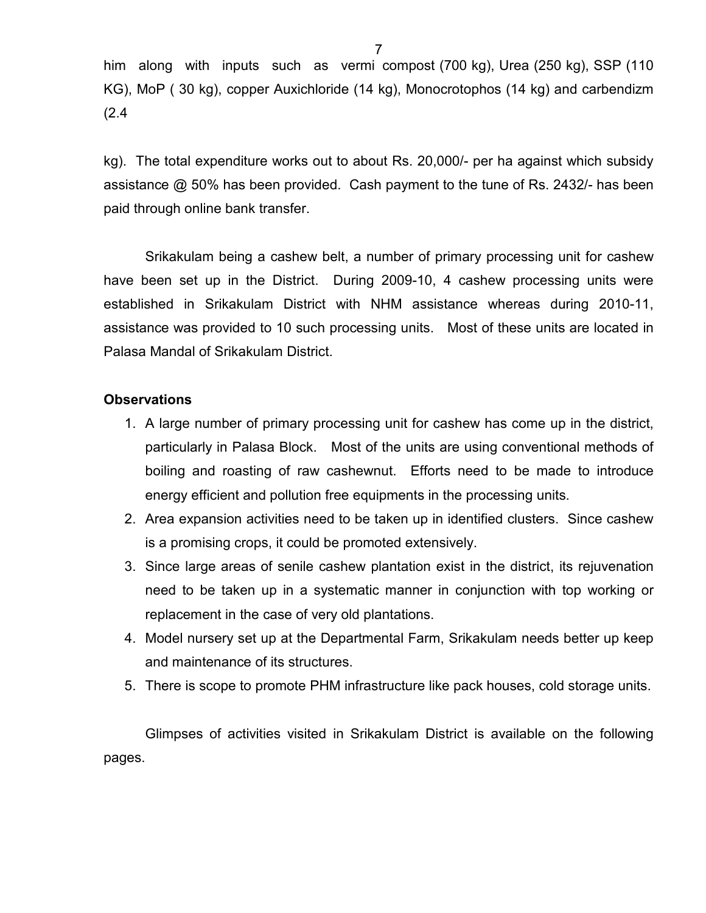him along with inputs such as vermi compost (700 kg), Urea (250 kg), SSP (110 KG), MoP ( 30 kg), copper Auxichloride (14 kg), Monocrotophos (14 kg) and carbendizm (2.4

kg). The total expenditure works out to about Rs. 20,000/- per ha against which subsidy assistance @ 50% has been provided. Cash payment to the tune of Rs. 2432/- has been paid through online bank transfer.

Srikakulam being a cashew belt, a number of primary processing unit for cashew have been set up in the District. During 2009-10, 4 cashew processing units were established in Srikakulam District with NHM assistance whereas during 2010-11, assistance was provided to 10 such processing units. Most of these units are located in Palasa Mandal of Srikakulam District.

**Observations**

1. A large number of primary processing unit for cashew has come up in the district, particularly in Palasa Block. Most of the units are using conventional methods of boiling and roasting of raw cashewnut. Efforts need to be made to introduce energy efficient and pollution free equipments in the processing units.
2. Area expansion activities need to be taken up in identified clusters. Since cashew is a promising crops, it could be promoted extensively.
3. Since large areas of senile cashew plantation exist in the district, its rejuvenation need to be taken up in a systematic manner in conjunction with top working or replacement in the case of very old plantations.
4. Model nursery set up at the Departmental Farm, Srikakulam needs better up keep and maintenance of its structures.
5. There is scope to promote PHM infrastructure like pack houses, cold storage units.

Glimpses of activities visited in Srikakulam District is available on the following pages.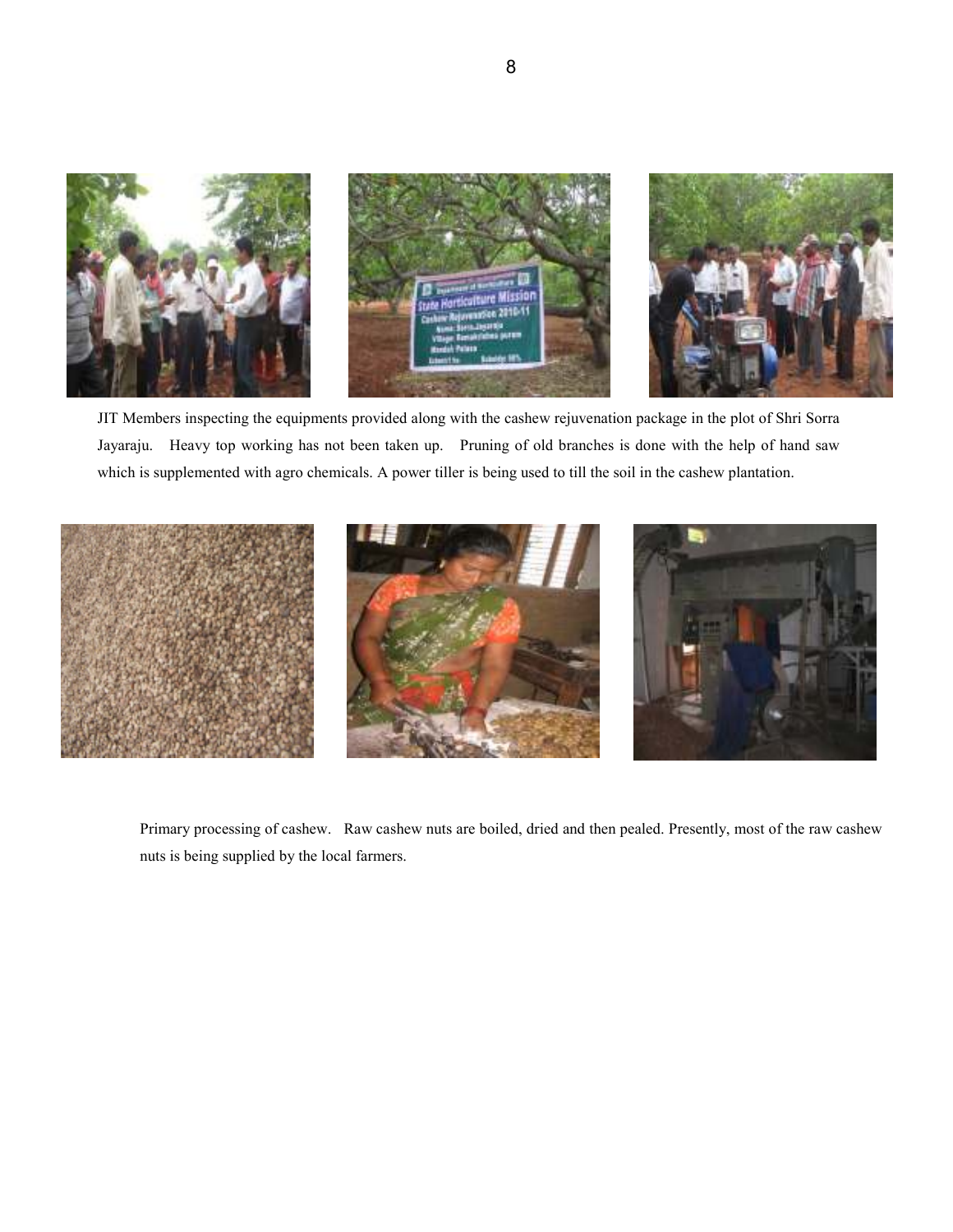JIT Members inspecting the equipments provided along with the cashew rejuvenation package in the plot of Shri Sorra Jayaraju. Heavy top working has not been taken up. Pruning of old branches is done with the help of hand saw which is supplemented with agro chemicals. A power tiller is being used to till the soil in the cashew plantation.

Primary processing of cashew. Raw cashew nuts are boiled, dried and then pealed. Presently, most of the raw cashew nuts is being supplied by the local farmers.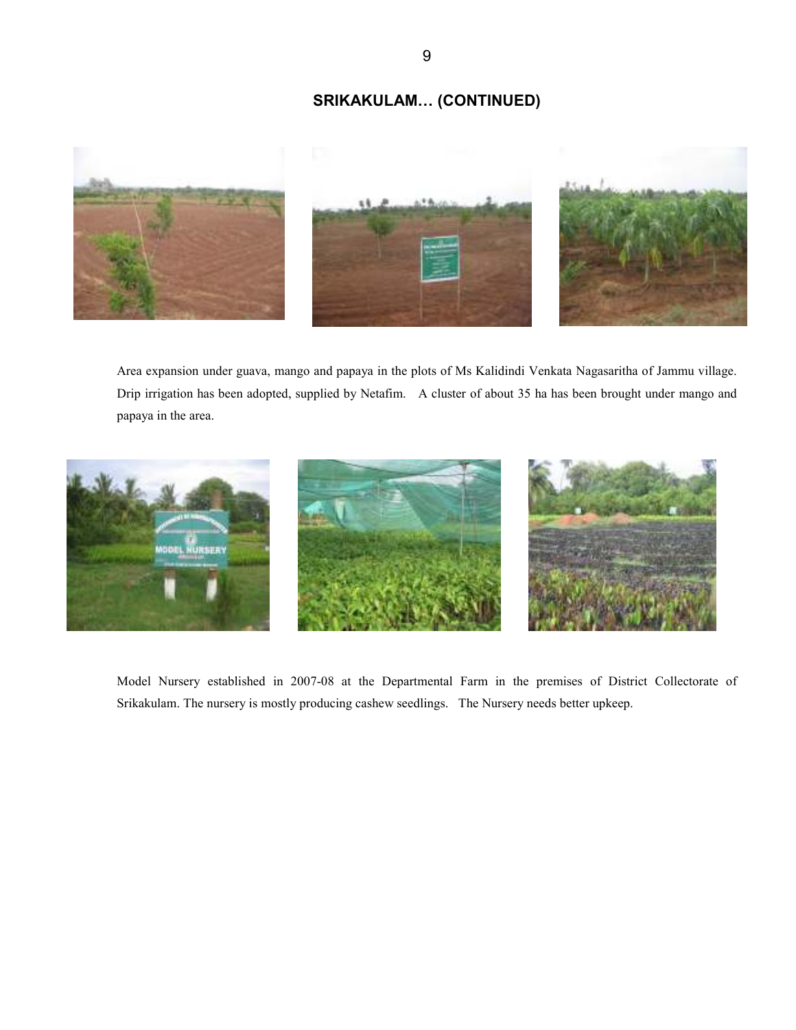## SRIKAKULAM… (CONTINUED)

Area expansion under guava, mango and papaya in the plots of Ms Kalidindi Venkata Nagasaritha of Jammu village. Drip irrigation has been adopted, supplied by Netafim. A cluster of about 35 ha has been brought under mango and papaya in the area.

Model Nursery established in 2007-08 at the Departmental Farm in the premises of District Collectorate of Srikakulam. The nursery is mostly producing cashew seedlings. The Nursery needs better upkeep.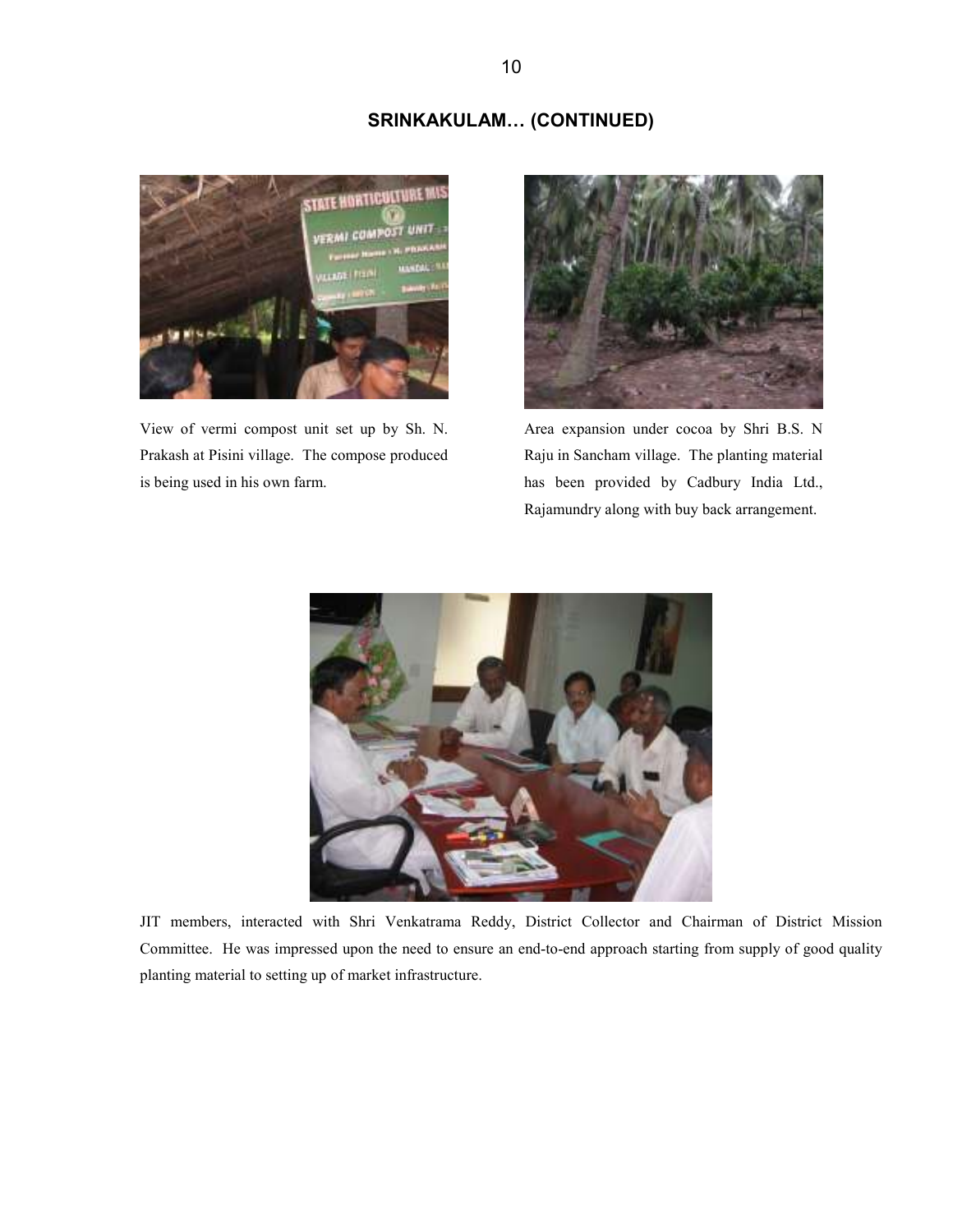## SRINKAKULAM… (CONTINUED)

View of vermi compost unit set up by Sh. N. Prakash at Pisini village. The compose produced is being used in his own farm.

Area expansion under cocoa by Shri B.S. N Raju in Sancham village. The planting material has been provided by Cadbury India Ltd., Rajamundry along with buy back arrangement.

JIT members, interacted with Shri Venkatrama Reddy, District Collector and Chairman of District Mission Committee. He was impressed upon the need to ensure an end-to-end approach starting from supply of good quality planting material to setting up of market infrastructure.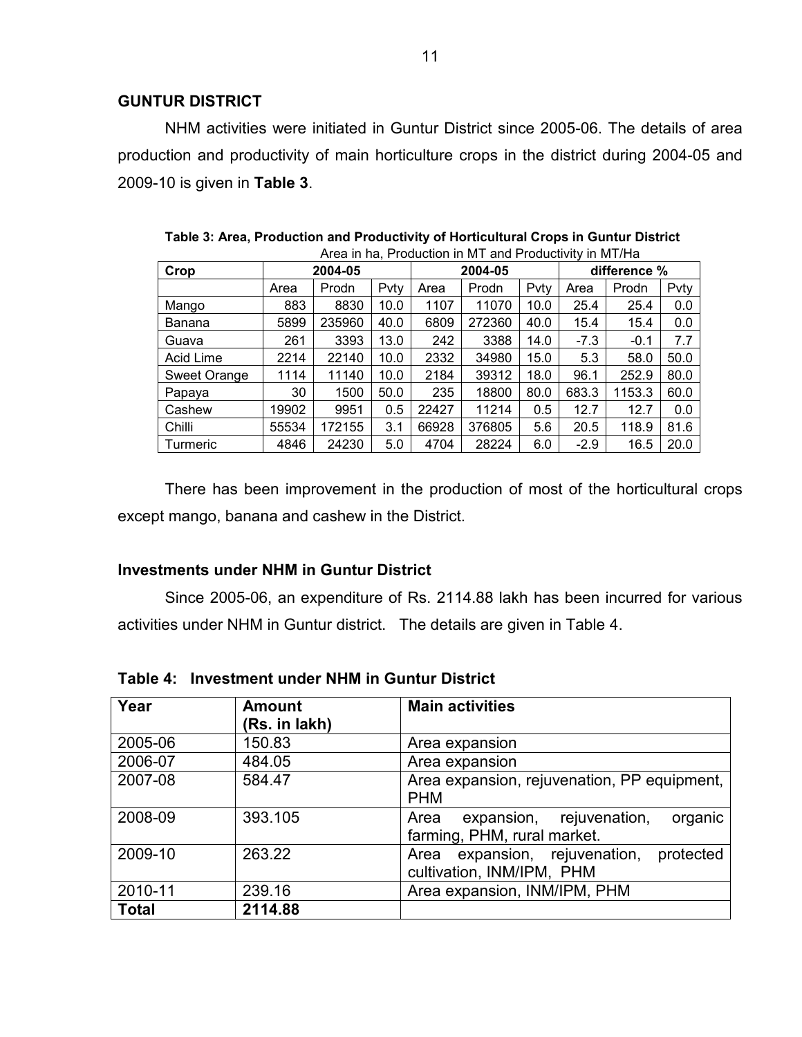## GUNTUR DISTRICT

NHM activities were initiated in Guntur District since 2005-06. The details of area production and productivity of main horticulture crops in the district during 2004-05 and 2009-10 is given in **Table 3**.

**Table 3: Area, Production and Productivity of Horticultural Crops in Guntur District**

Area in ha, Production in MT and Productivity in MT/Ha

| Crop | 2004-05 | | | 2004-05 | | | difference % | | |
|---|---|---|---|---|---|---|---|---|---|
| | Area | Prodn | Pvty | Area | Prodn | Pvty | Area | Prodn | Pvty |
| Mango | 883 | 8830 | 10.0 | 1107 | 11070 | 10.0 | 25.4 | 25.4 | 0.0 |
| Banana | 5899 | 235960 | 40.0 | 6809 | 272360 | 40.0 | 15.4 | 15.4 | 0.0 |
| Guava | 261 | 3393 | 13.0 | 242 | 3388 | 14.0 | -7.3 | -0.1 | 7.7 |
| Acid Lime | 2214 | 22140 | 10.0 | 2332 | 34980 | 15.0 | 5.3 | 58.0 | 50.0 |
| Sweet Orange | 1114 | 11140 | 10.0 | 2184 | 39312 | 18.0 | 96.1 | 252.9 | 80.0 |
| Papaya | 30 | 1500 | 50.0 | 235 | 18800 | 80.0 | 683.3 | 1153.3 | 60.0 |
| Cashew | 19902 | 9951 | 0.5 | 22427 | 11214 | 0.5 | 12.7 | 12.7 | 0.0 |
| Chilli | 55534 | 172155 | 3.1 | 66928 | 376805 | 5.6 | 20.5 | 118.9 | 81.6 |
| Turmeric | 4846 | 24230 | 5.0 | 4704 | 28224 | 6.0 | -2.9 | 16.5 | 20.0 |

There has been improvement in the production of most of the horticultural crops except mango, banana and cashew in the District.

### Investments under NHM in Guntur District

Since 2005-06, an expenditure of Rs. 2114.88 lakh has been incurred for various activities under NHM in Guntur district. The details are given in Table 4.

**Table 4: Investment under NHM in Guntur District**

| Year | Amount (Rs. in lakh) | Main activities |
|---|---|---|
| 2005-06 | 150.83 | Area expansion |
| 2006-07 | 484.05 | Area expansion |
| 2007-08 | 584.47 | Area expansion, rejuvenation, PP equipment, PHM |
| 2008-09 | 393.105 | Area expansion, rejuvenation, organic farming, PHM, rural market. |
| 2009-10 | 263.22 | Area expansion, rejuvenation, protected cultivation, INM/IPM, PHM |
| 2010-11 | 239.16 | Area expansion, INM/IPM, PHM |
| **Total** | **2114.88** | |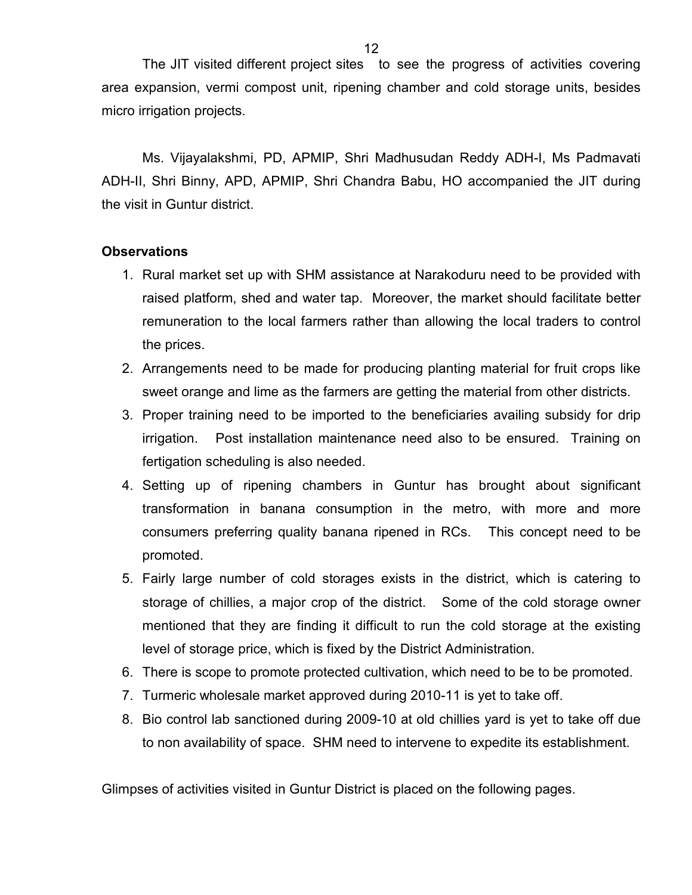The JIT visited different project sites to see the progress of activities covering area expansion, vermi compost unit, ripening chamber and cold storage units, besides micro irrigation projects.

Ms. Vijayalakshmi, PD, APMIP, Shri Madhusudan Reddy ADH-I, Ms Padmavati ADH-II, Shri Binny, APD, APMIP, Shri Chandra Babu, HO accompanied the JIT during the visit in Guntur district.

**Observations**

1. Rural market set up with SHM assistance at Narakoduru need to be provided with raised platform, shed and water tap. Moreover, the market should facilitate better remuneration to the local farmers rather than allowing the local traders to control the prices.
2. Arrangements need to be made for producing planting material for fruit crops like sweet orange and lime as the farmers are getting the material from other districts.
3. Proper training need to be imported to the beneficiaries availing subsidy for drip irrigation. Post installation maintenance need also to be ensured. Training on fertigation scheduling is also needed.
4. Setting up of ripening chambers in Guntur has brought about significant transformation in banana consumption in the metro, with more and more consumers preferring quality banana ripened in RCs. This concept need to be promoted.
5. Fairly large number of cold storages exists in the district, which is catering to storage of chillies, a major crop of the district. Some of the cold storage owner mentioned that they are finding it difficult to run the cold storage at the existing level of storage price, which is fixed by the District Administration.
6. There is scope to promote protected cultivation, which need to be to be promoted.
7. Turmeric wholesale market approved during 2010-11 is yet to take off.
8. Bio control lab sanctioned during 2009-10 at old chillies yard is yet to take off due to non availability of space. SHM need to intervene to expedite its establishment.

Glimpses of activities visited in Guntur District is placed on the following pages.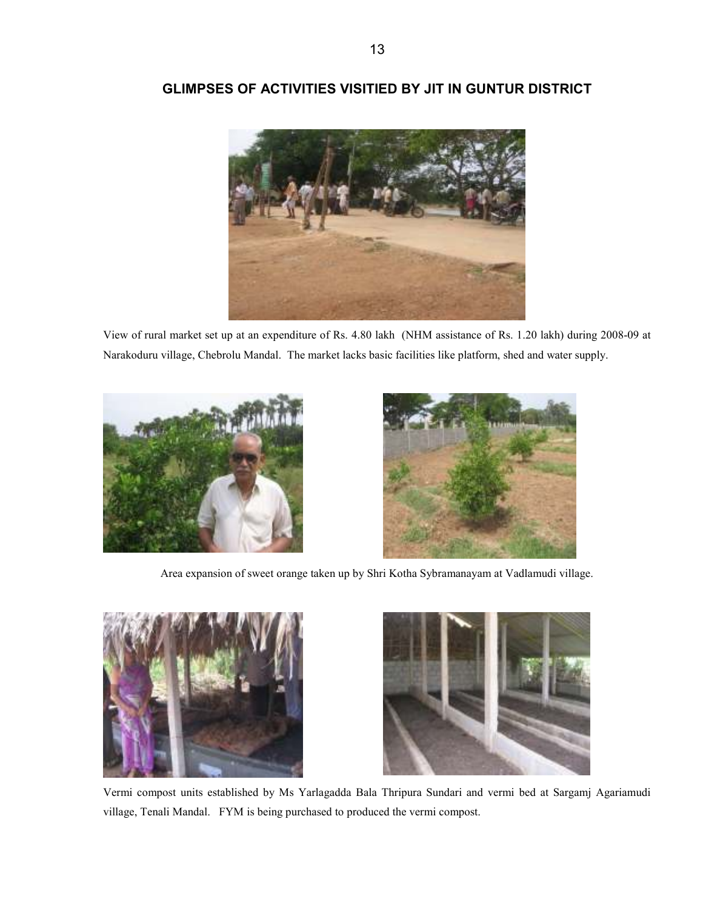## GLIMPSES OF ACTIVITIES VISITIED BY JIT IN GUNTUR DISTRICT

View of rural market set up at an expenditure of Rs. 4.80 lakh (NHM assistance of Rs. 1.20 lakh) during 2008-09 at Narakoduru village, Chebrolu Mandal. The market lacks basic facilities like platform, shed and water supply.

Area expansion of sweet orange taken up by Shri Kotha Sybramanayam at Vadlamudi village.

Vermi compost units established by Ms Yarlagadda Bala Thripura Sundari and vermi bed at Sargamj Agariamudi village, Tenali Mandal. FYM is being purchased to produced the vermi compost.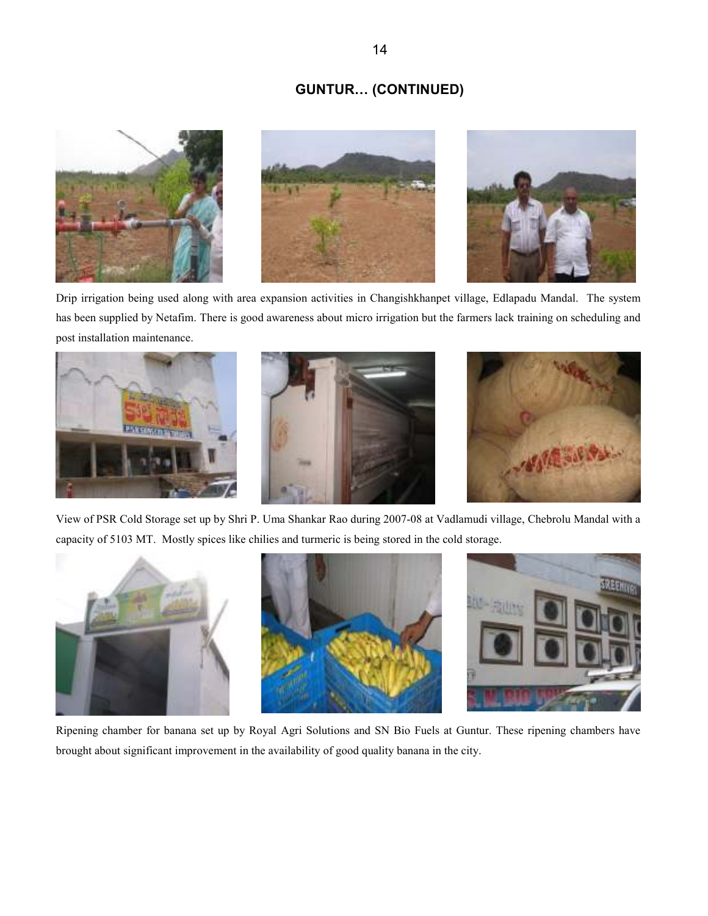## GUNTUR… (CONTINUED)

Drip irrigation being used along with area expansion activities in Changishkhanpet village, Edlapadu Mandal. The system has been supplied by Netafim. There is good awareness about micro irrigation but the farmers lack training on scheduling and post installation maintenance.

View of PSR Cold Storage set up by Shri P. Uma Shankar Rao during 2007-08 at Vadlamudi village, Chebrolu Mandal with a capacity of 5103 MT. Mostly spices like chilies and turmeric is being stored in the cold storage.

Ripening chamber for banana set up by Royal Agri Solutions and SN Bio Fuels at Guntur. These ripening chambers have brought about significant improvement in the availability of good quality banana in the city.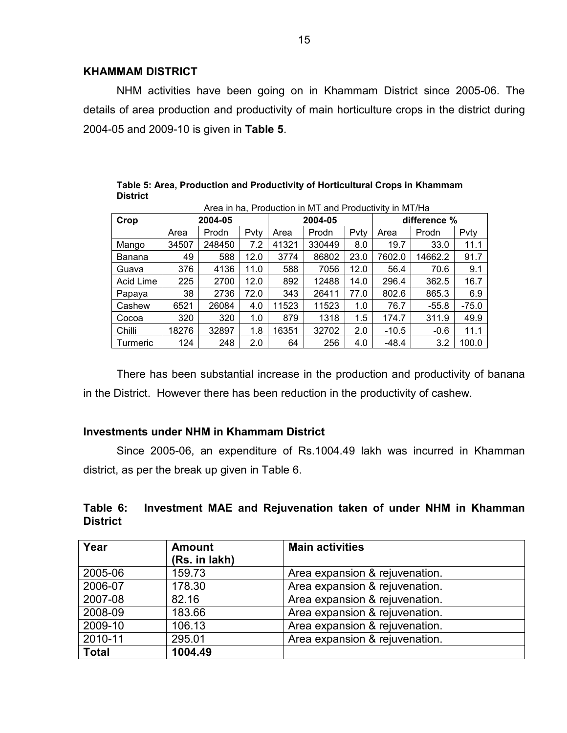## KHAMMAM DISTRICT

NHM activities have been going on in Khammam District since 2005-06. The details of area production and productivity of main horticulture crops in the district during 2004-05 and 2009-10 is given in **Table 5**.

**Table 5: Area, Production and Productivity of Horticultural Crops in Khammam District**

Area in ha, Production in MT and Productivity in MT/Ha

| Crop | 2004-05 | | | 2004-05 | | | difference % | | |
|---|---|---|---|---|---|---|---|---|---|
| | Area | Prodn | Pvty | Area | Prodn | Pvty | Area | Prodn | Pvty |
| Mango | 34507 | 248450 | 7.2 | 41321 | 330449 | 8.0 | 19.7 | 33.0 | 11.1 |
| Banana | 49 | 588 | 12.0 | 3774 | 86802 | 23.0 | 7602.0 | 14662.2 | 91.7 |
| Guava | 376 | 4136 | 11.0 | 588 | 7056 | 12.0 | 56.4 | 70.6 | 9.1 |
| Acid Lime | 225 | 2700 | 12.0 | 892 | 12488 | 14.0 | 296.4 | 362.5 | 16.7 |
| Papaya | 38 | 2736 | 72.0 | 343 | 26411 | 77.0 | 802.6 | 865.3 | 6.9 |
| Cashew | 6521 | 26084 | 4.0 | 11523 | 11523 | 1.0 | 76.7 | -55.8 | -75.0 |
| Cocoa | 320 | 320 | 1.0 | 879 | 1318 | 1.5 | 174.7 | 311.9 | 49.9 |
| Chilli | 18276 | 32897 | 1.8 | 16351 | 32702 | 2.0 | -10.5 | -0.6 | 11.1 |
| Turmeric | 124 | 248 | 2.0 | 64 | 256 | 4.0 | -48.4 | 3.2 | 100.0 |

There has been substantial increase in the production and productivity of banana in the District. However there has been reduction in the productivity of cashew.

### Investments under NHM in Khammam District

Since 2005-06, an expenditure of Rs.1004.49 lakh was incurred in Khamman district, as per the break up given in Table 6.

**Table 6: Investment MAE and Rejuvenation taken of under NHM in Khamman District**

| Year | Amount (Rs. in lakh) | Main activities |
|---|---|---|
| 2005-06 | 159.73 | Area expansion & rejuvenation. |
| 2006-07 | 178.30 | Area expansion & rejuvenation. |
| 2007-08 | 82.16 | Area expansion & rejuvenation. |
| 2008-09 | 183.66 | Area expansion & rejuvenation. |
| 2009-10 | 106.13 | Area expansion & rejuvenation. |
| 2010-11 | 295.01 | Area expansion & rejuvenation. |
| **Total** | **1004.49** | |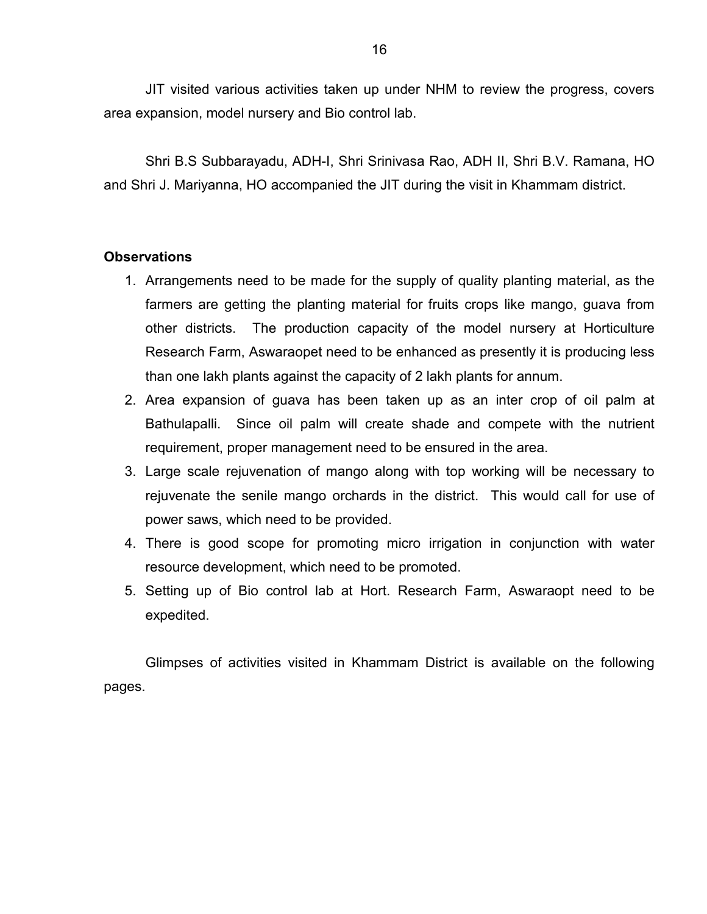JIT visited various activities taken up under NHM to review the progress, covers area expansion, model nursery and Bio control lab.

Shri B.S Subbarayadu, ADH-I, Shri Srinivasa Rao, ADH II, Shri B.V. Ramana, HO and Shri J. Mariyanna, HO accompanied the JIT during the visit in Khammam district.

**Observations**

1. Arrangements need to be made for the supply of quality planting material, as the farmers are getting the planting material for fruits crops like mango, guava from other districts. The production capacity of the model nursery at Horticulture Research Farm, Aswaraopet need to be enhanced as presently it is producing less than one lakh plants against the capacity of 2 lakh plants for annum.
2. Area expansion of guava has been taken up as an inter crop of oil palm at Bathulapalli. Since oil palm will create shade and compete with the nutrient requirement, proper management need to be ensured in the area.
3. Large scale rejuvenation of mango along with top working will be necessary to rejuvenate the senile mango orchards in the district. This would call for use of power saws, which need to be provided.
4. There is good scope for promoting micro irrigation in conjunction with water resource development, which need to be promoted.
5. Setting up of Bio control lab at Hort. Research Farm, Aswaraopt need to be expedited.

Glimpses of activities visited in Khammam District is available on the following pages.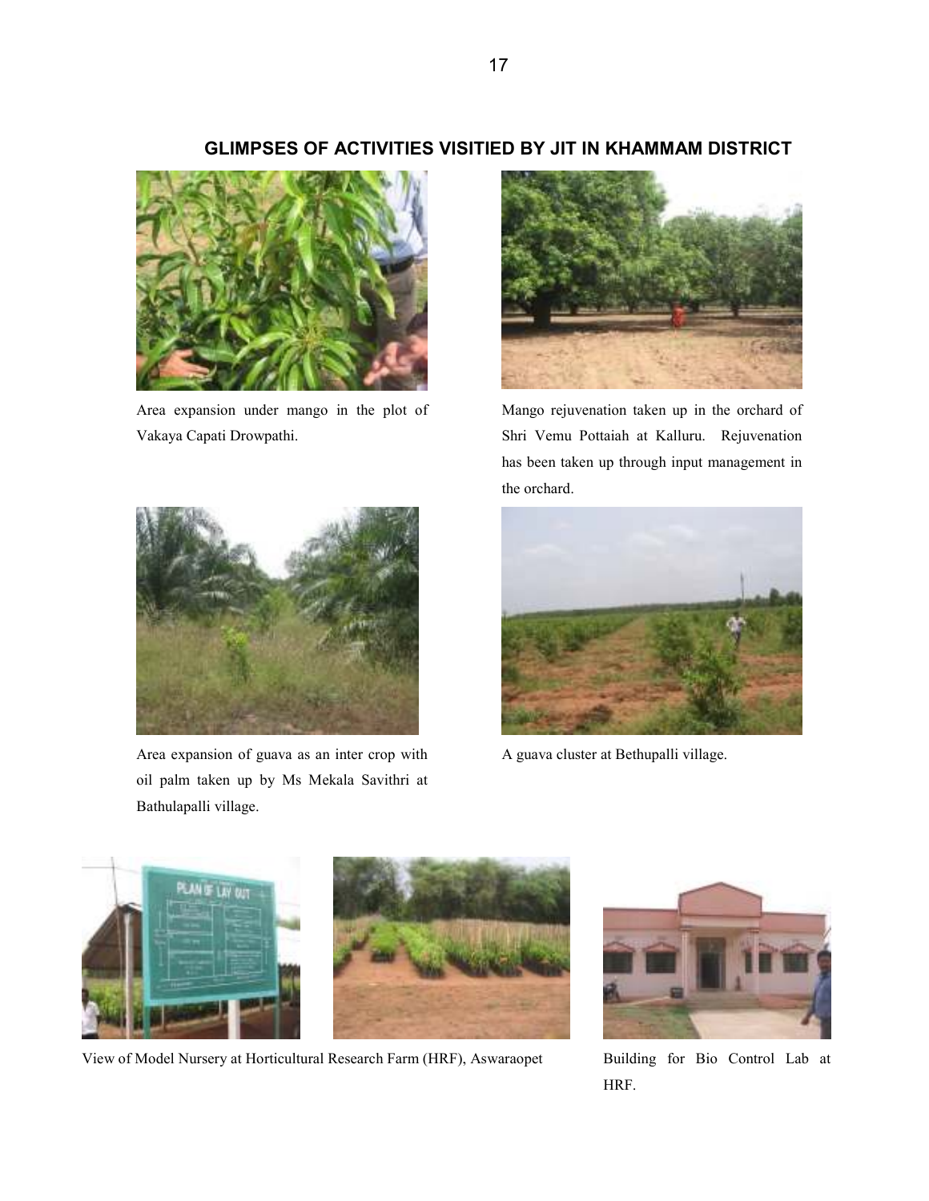## GLIMPSES OF ACTIVITIES VISITIED BY JIT IN KHAMMAM DISTRICT

Area expansion under mango in the plot of Vakaya Capati Drowpathi.

Mango rejuvenation taken up in the orchard of Shri Vemu Pottaiah at Kalluru. Rejuvenation has been taken up through input management in the orchard.

Area expansion of guava as an inter crop with oil palm taken up by Ms Mekala Savithri at Bathulapalli village.

A guava cluster at Bethupalli village.

View of Model Nursery at Horticultural Research Farm (HRF), Aswaraopet

Building for Bio Control Lab at HRF.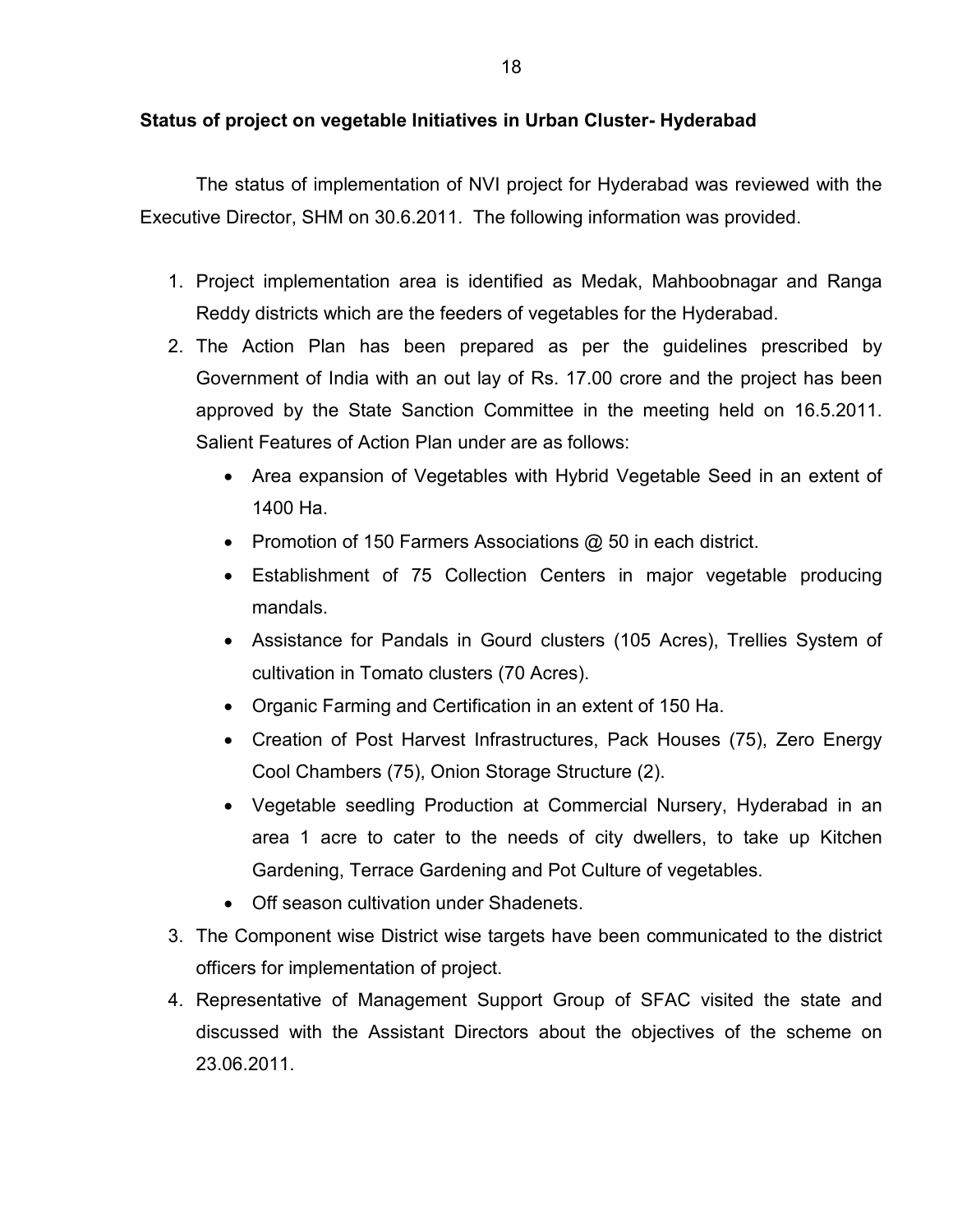**Status of project on vegetable Initiatives in Urban Cluster- Hyderabad**

The status of implementation of NVI project for Hyderabad was reviewed with the Executive Director, SHM on 30.6.2011. The following information was provided.

1. Project implementation area is identified as Medak, Mahboobnagar and Ranga Reddy districts which are the feeders of vegetables for the Hyderabad.
2. The Action Plan has been prepared as per the guidelines prescribed by Government of India with an out lay of Rs. 17.00 crore and the project has been approved by the State Sanction Committee in the meeting held on 16.5.2011. Salient Features of Action Plan under are as follows:
   - Area expansion of Vegetables with Hybrid Vegetable Seed in an extent of 1400 Ha.
   - Promotion of 150 Farmers Associations @ 50 in each district.
   - Establishment of 75 Collection Centers in major vegetable producing mandals.
   - Assistance for Pandals in Gourd clusters (105 Acres), Trellies System of cultivation in Tomato clusters (70 Acres).
   - Organic Farming and Certification in an extent of 150 Ha.
   - Creation of Post Harvest Infrastructures, Pack Houses (75), Zero Energy Cool Chambers (75), Onion Storage Structure (2).
   - Vegetable seedling Production at Commercial Nursery, Hyderabad in an area 1 acre to cater to the needs of city dwellers, to take up Kitchen Gardening, Terrace Gardening and Pot Culture of vegetables.
   - Off season cultivation under Shadenets.
3. The Component wise District wise targets have been communicated to the district officers for implementation of project.
4. Representative of Management Support Group of SFAC visited the state and discussed with the Assistant Directors about the objectives of the scheme on 23.06.2011.